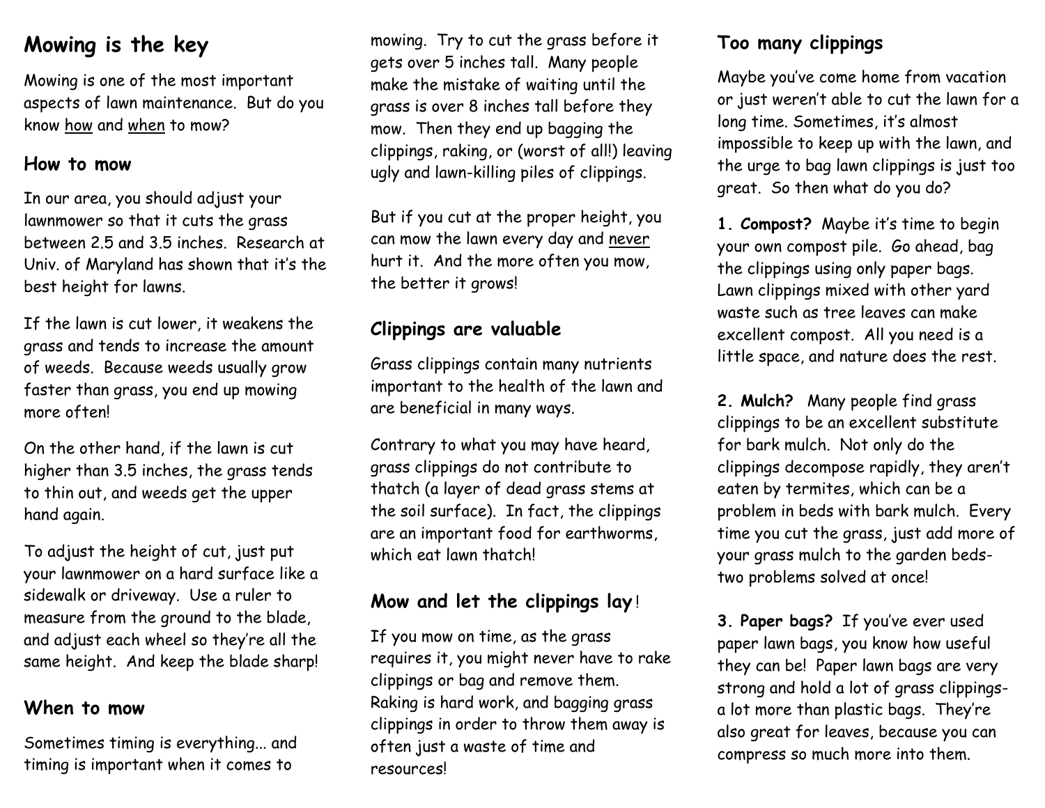# Mowing is the key

Mowing is one of the most important aspects of lawn maintenance. But do you know how and when to mow?

## How to mow

In our area, you should adjust your lawnmower so that it cuts the grass between 2.5 and 3.5 inches. Research at Univ. of Maryland has shown that it's the best height for lawns.

If the lawn is cut lower, it weakens the grass and tends to increase the amount of weeds. Because weeds usually grow faster than grass, you end up mowing more often!

On the other hand, if the lawn is cut higher than 3.5 inches, the grass tends to thin out, and weeds get the upper hand again.

To adjust the height of cut, just put your lawnmower on a hard surface like a sidewalk or driveway. Use a ruler to measure from the ground to the blade, and adjust each wheel so they're all the same height. And keep the blade sharp!

## When to mow

Sometimes timing is everything... and timing is important when it comes to mowing. Try to cut the grass before it gets over 5 inches tall. Many people make the mistake of waiting until the grass is over 8 inches tall before they mow. Then they end up bagging the clippings, raking, or (worst of all!) leaving ugly and lawn-killing piles of clippings.

But if you cut at the proper height, you can mow the lawn every day and never hurt it. And the more often you mow, the better it grows!

## Clippings are valuable

Grass clippings contain many nutrients important to the health of the lawn and are beneficial in many ways.

Contrary to what you may have heard, grass clippings do not contribute to thatch (a layer of dead grass stems at the soil surface). In fact, the clippings are an important food for earthworms, which eat lawn thatch!

## Mow and let the clippings lay!

If you mow on time, as the grass requires it, you might never have to rake clippings or bag and remove them. Raking is hard work, and bagging grass clippings in order to throw them away is often just a waste of time and resources!

## Too many clippings

Maybe you've come home from vacation or just weren't able to cut the lawn for a long time. Sometimes, it's almost impossible to keep up with the lawn, and the urge to bag lawn clippings is just too great. So then what do you do?

**1. Compost?** Maybe it's time to begin your own compost pile. Go ahead, bag the clippings using only paper bags. Lawn clippings mixed with other yard waste such as tree leaves can make excellent compost. All you need is a little space, and nature does the rest.

**2. Mulch?** Many people find grass clippings to be an excellent substitute for bark mulch. Not only do the clippings decompose rapidly, they aren't eaten by termites, which can be a problem in beds with bark mulch. Every time you cut the grass, just add more of your grass mulch to the garden beds- two problems solved at once!

**3. Paper bags?** If you've ever used paper lawn bags, you know how useful they can be! Paper lawn bags are very strong and hold a lot of grass clippings- a lot more than plastic bags. They're also great for leaves, because you can compress so much more into them.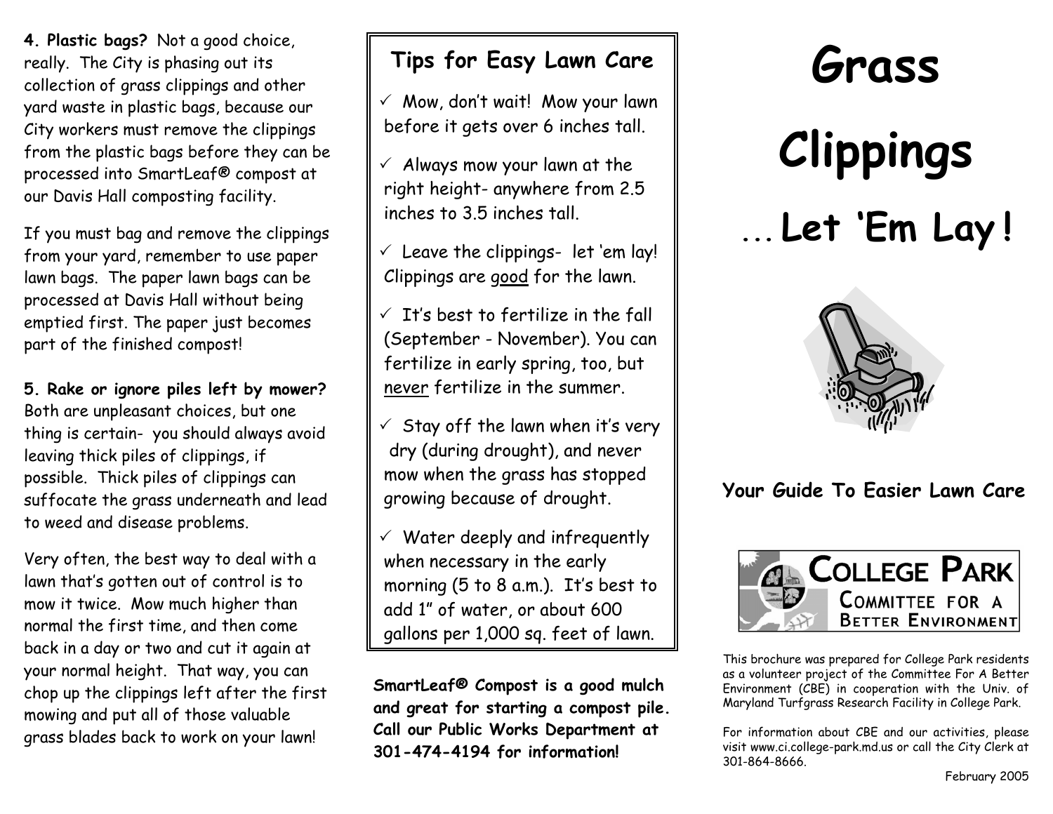**4. Plastic bags?** Not a good choice, really. The City is phasing out its collection of grass clippings and other yard waste in plastic bags, because our City workers must remove the clippings from the plastic bags before they can be processed into SmartLeaf® compost at our Davis Hall composting facility.

If you must bag and remove the clippings from your yard, remember to use paper lawn bags. The paper lawn bags can be processed at Davis Hall without being emptied first. The paper just becomes part of the finished compost!

**5. Rake or ignore piles left by mower?** Both are unpleasant choices, but one thing is certain- you should always avoid leaving thick piles of clippings, if possible. Thick piles of clippings can suffocate the grass underneath and lead to weed and disease problems.

Very often, the best way to deal with a lawn that's gotten out of control is to mow it twice. Mow much higher than normal the first time, and then come back in a day or two and cut it again at your normal height. That way, you can chop up the clippings left after the first mowing and put all of those valuable grass blades back to work on your lawn!

## Tips for Easy Lawn Care

- ✓ Mow, don't wait! Mow your lawn before it gets over 6 inches tall.
- ✓ Always mow your lawn at the right height- anywhere from 2.5 inches to 3.5 inches tall.
- ✓ Leave the clippings- let 'em lay! Clippings are good for the lawn.
- ✓ It's best to fertilize in the fall (September - November). You can fertilize in early spring, too, but never fertilize in the summer.
- ✓ Stay off the lawn when it's very dry (during drought), and never mow when the grass has stopped growing because of drought.
- ✓ Water deeply and infrequently when necessary in the early morning (5 to 8 a.m.). It's best to add 1" of water, or about 600 gallons per 1,000 sq. feet of lawn.

**SmartLeaf® Compost is a good mulch and great for starting a compost pile. Call our Public Works Department at 301-474-4194 for information!**

# Grass Clippings

# ...Let 'Em Lay!

**Your Guide To Easier Lawn Care**

College Park Committee for a Better Environment

This brochure was prepared for College Park residents as a volunteer project of the Committee For A Better Environment (CBE) in cooperation with the Univ. of Maryland Turfgrass Research Facility in College Park.

For information about CBE and our activities, please visit www.ci.college-park.md.us or call the City Clerk at 301-864-8666.

February 2005